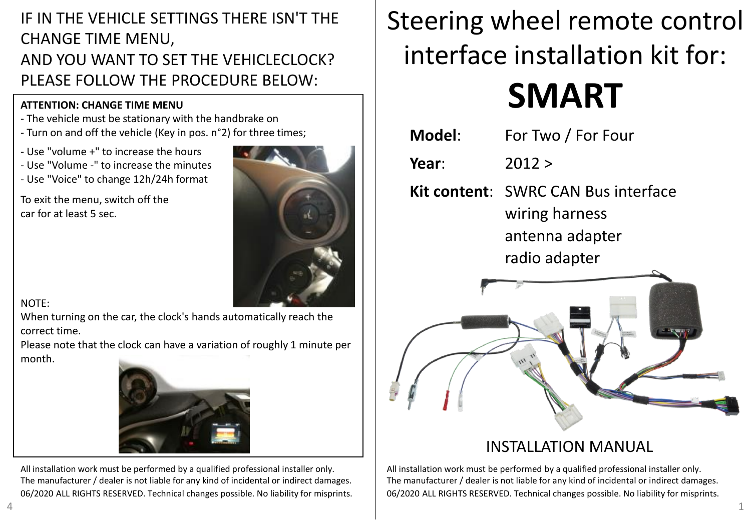IF IN THE VEHICLE SETTINGS THERE ISN'T THE CHANGE TIME MENU,
AND YOU WANT TO SET THE VEHICLECLOCK?
PLEASE FOLLOW THE PROCEDURE BELOW:

**ATTENTION: CHANGE TIME MENU**

- The vehicle must be stationary with the handbrake on
- Turn on and off the vehicle (Key in pos. n°2) for three times;

- Use "volume +" to increase the hours
- Use "Volume -" to increase the minutes
- Use "Voice" to change 12h/24h format

To exit the menu, switch off the car for at least 5 sec.

NOTE:
When turning on the car, the clock's hands automatically reach the correct time.
Please note that the clock can have a variation of roughly 1 minute per month.

All installation work must be performed by a qualified professional installer only.
The manufacturer / dealer is not liable for any kind of incidental or indirect damages.
06/2020 ALL RIGHTS RESERVED. Technical changes possible. No liability for misprints.

# Steering wheel remote control interface installation kit for:

# SMART

**Model**: For Two / For Four

**Year**: 2012 >

**Kit content**: SWRC CAN Bus interface
wiring harness
antenna adapter
radio adapter

INSTALLATION MANUAL

All installation work must be performed by a qualified professional installer only.
The manufacturer / dealer is not liable for any kind of incidental or indirect damages.
06/2020 ALL RIGHTS RESERVED. Technical changes possible. No liability for misprints.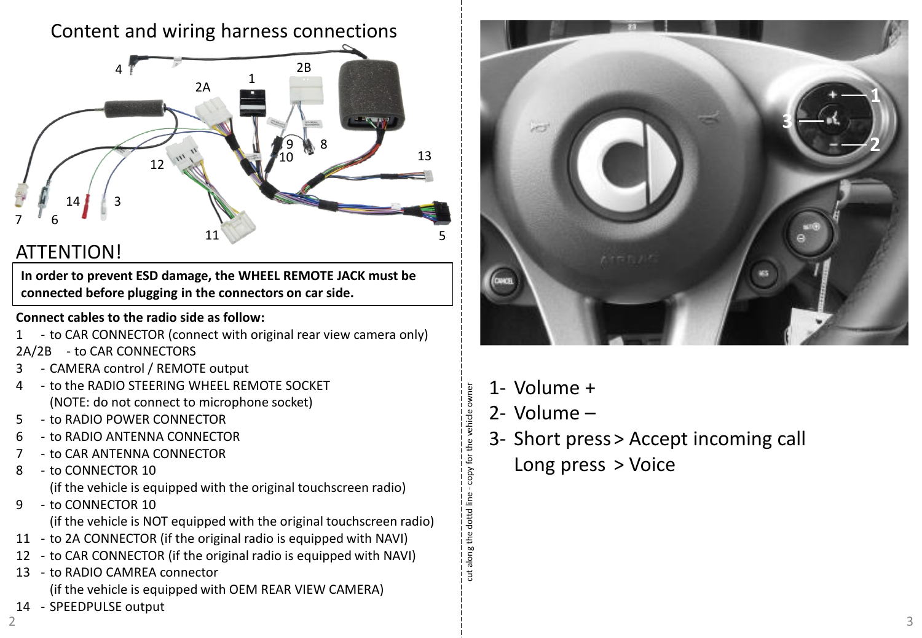## Content and wiring harness connections

4 2B 1 2A 9 8 10 13 12 14 3 7 6 11 5

## ATTENTION!

**In order to prevent ESD damage, the WHEEL REMOTE JACK must be connected before plugging in the connectors on car side.**

**Connect cables to the radio side as follow:**

1 - to CAR CONNECTOR (connect with original rear view camera only)
2A/2B - to CAR CONNECTORS
3 - CAMERA control / REMOTE output
4 - to the RADIO STEERING WHEEL REMOTE SOCKET
(NOTE: do not connect to microphone socket)
5 - to RADIO POWER CONNECTOR
6 - to RADIO ANTENNA CONNECTOR
7 - to CAR ANTENNA CONNECTOR
8 - to CONNECTOR 10
(if the vehicle is equipped with the original touchscreen radio)
9 - to CONNECTOR 10
(if the vehicle is NOT equipped with the original touchscreen radio)
11 - to 2A CONNECTOR (if the original radio is equipped with NAVI)
12 - to CAR CONNECTOR (if the original radio is equipped with NAVI)
13 - to RADIO CAMREA connector
(if the vehicle is equipped with OEM REAR VIEW CAMERA)
14 - SPEEDPULSE output

cut along the dottd line - copy for the vehicle owner

1 3 2

1- Volume +
2- Volume –
3- Short press > Accept incoming call
Long press > Voice